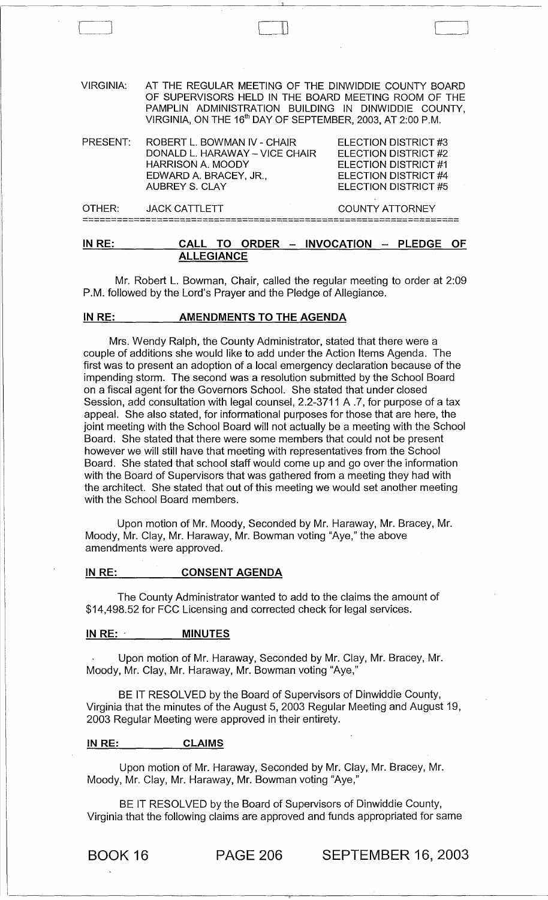VIRGINIA: AT THE REGULAR MEETING OF THE DINWIDDIE COUNTY BOARD OF SUPERVISORS HELD IN THE BOARD MEETING ROOM OF THE PAMPLIN ADMINISTRATION BUILDING IN DINWIDDIE COUNTY, VIRGINIA, ON THE 16th DAY OF SEPTEMBER, 2003, AT 2:00 P.M.

| PRESENT: | ROBERT L. BOWMAN IV - CHAIR | ELECTION DISTRICT #3 |
|---|---|---|
| | DONALD L. HARAWAY – VICE CHAIR | ELECTION DISTRICT #2 |
| | HARRISON A. MOODY | ELECTION DISTRICT #1 |
| | EDWARD A. BRACEY, JR., | ELECTION DISTRICT #4 |
| | AUBREY S. CLAY | ELECTION DISTRICT #5 |
| OTHER: | JACK CATTLETT | COUNTY ATTORNEY |

---

**IN RE: CALL TO ORDER – INVOCATION – PLEDGE OF ALLEGIANCE**

Mr. Robert L. Bowman, Chair, called the regular meeting to order at 2:09 P.M. followed by the Lord's Prayer and the Pledge of Allegiance.

**IN RE: AMENDMENTS TO THE AGENDA**

Mrs. Wendy Ralph, the County Administrator, stated that there were a couple of additions she would like to add under the Action Items Agenda. The first was to present an adoption of a local emergency declaration because of the impending storm. The second was a resolution submitted by the School Board on a fiscal agent for the Governors School. She stated that under closed Session, add consultation with legal counsel, 2.2-3711 A .7, for purpose of a tax appeal. She also stated, for informational purposes for those that are here, the joint meeting with the School Board will not actually be a meeting with the School Board. She stated that there were some members that could not be present however we will still have that meeting with representatives from the School Board. She stated that school staff would come up and go over the information with the Board of Supervisors that was gathered from a meeting they had with the architect. She stated that out of this meeting we would set another meeting with the School Board members.

Upon motion of Mr. Moody, Seconded by Mr. Haraway, Mr. Bracey, Mr. Moody, Mr. Clay, Mr. Haraway, Mr. Bowman voting "Aye," the above amendments were approved.

**IN RE: CONSENT AGENDA**

The County Administrator wanted to add to the claims the amount of $14,498.52 for FCC Licensing and corrected check for legal services.

**IN RE: MINUTES**

Upon motion of Mr. Haraway, Seconded by Mr. Clay, Mr. Bracey, Mr. Moody, Mr. Clay, Mr. Haraway, Mr. Bowman voting "Aye,"

BE IT RESOLVED by the Board of Supervisors of Dinwiddie County, Virginia that the minutes of the August 5, 2003 Regular Meeting and August 19, 2003 Regular Meeting were approved in their entirety.

**IN RE: CLAIMS**

Upon motion of Mr. Haraway, Seconded by Mr. Clay, Mr. Bracey, Mr. Moody, Mr. Clay, Mr. Haraway, Mr. Bowman voting "Aye,"

BE IT RESOLVED by the Board of Supervisors of Dinwiddie County, Virginia that the following claims are approved and funds appropriated for same

BOOK 16 PAGE 206 SEPTEMBER 16, 2003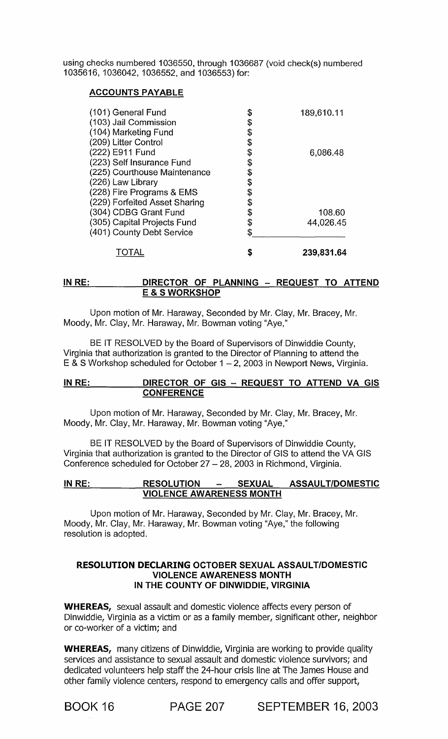using checks numbered 1036550, through 1036687 (void check(s) numbered 1035616, 1036042, 1036552, and 1036553) for:

**ACCOUNTS PAYABLE**

| | | |
|---|---|---|
| (101) General Fund | $ | 189,610.11 |
| (103) Jail Commission | $ | |
| (104) Marketing Fund | $ | |
| (209) Litter Control | $ | |
| (222) E911 Fund | $ | 6,086.48 |
| (223) Self Insurance Fund | $ | |
| (225) Courthouse Maintenance | $ | |
| (226) Law Library | $ | |
| (228) Fire Programs & EMS | $ | |
| (229) Forfeited Asset Sharing | $ | |
| (304) CDBG Grant Fund | $ | 108.60 |
| (305) Capital Projects Fund | $ | 44,026.45 |
| (401) County Debt Service | $ | |
| TOTAL | **$** | **239,831.64** |

**IN RE: DIRECTOR OF PLANNING – REQUEST TO ATTEND E & S WORKSHOP**

Upon motion of Mr. Haraway, Seconded by Mr. Clay, Mr. Bracey, Mr. Moody, Mr. Clay, Mr. Haraway, Mr. Bowman voting "Aye,"

BE IT RESOLVED by the Board of Supervisors of Dinwiddie County, Virginia that authorization is granted to the Director of Planning to attend the E & S Workshop scheduled for October 1 – 2, 2003 in Newport News, Virginia.

**IN RE: DIRECTOR OF GIS – REQUEST TO ATTEND VA GIS CONFERENCE**

Upon motion of Mr. Haraway, Seconded by Mr. Clay, Mr. Bracey, Mr. Moody, Mr. Clay, Mr. Haraway, Mr. Bowman voting "Aye,"

BE IT RESOLVED by the Board of Supervisors of Dinwiddie County, Virginia that authorization is granted to the Director of GIS to attend the VA GIS Conference scheduled for October 27 – 28, 2003 in Richmond, Virginia.

**IN RE: RESOLUTION – SEXUAL ASSAULT/DOMESTIC VIOLENCE AWARENESS MONTH**

Upon motion of Mr. Haraway, Seconded by Mr. Clay, Mr. Bracey, Mr. Moody, Mr. Clay, Mr. Haraway, Mr. Bowman voting "Aye," the following resolution is adopted.

**RESOLUTION DECLARING OCTOBER SEXUAL ASSAULT/DOMESTIC VIOLENCE AWARENESS MONTH IN THE COUNTY OF DINWIDDIE, VIRGINIA**

**WHEREAS,** sexual assault and domestic violence affects every person of Dinwiddie, Virginia as a victim or as a family member, significant other, neighbor or co-worker of a victim; and

**WHEREAS,** many citizens of Dinwiddie, Virginia are working to provide quality services and assistance to sexual assault and domestic violence survivors; and dedicated volunteers help staff the 24-hour crisis line at The James House and other family violence centers, respond to emergency calls and offer support,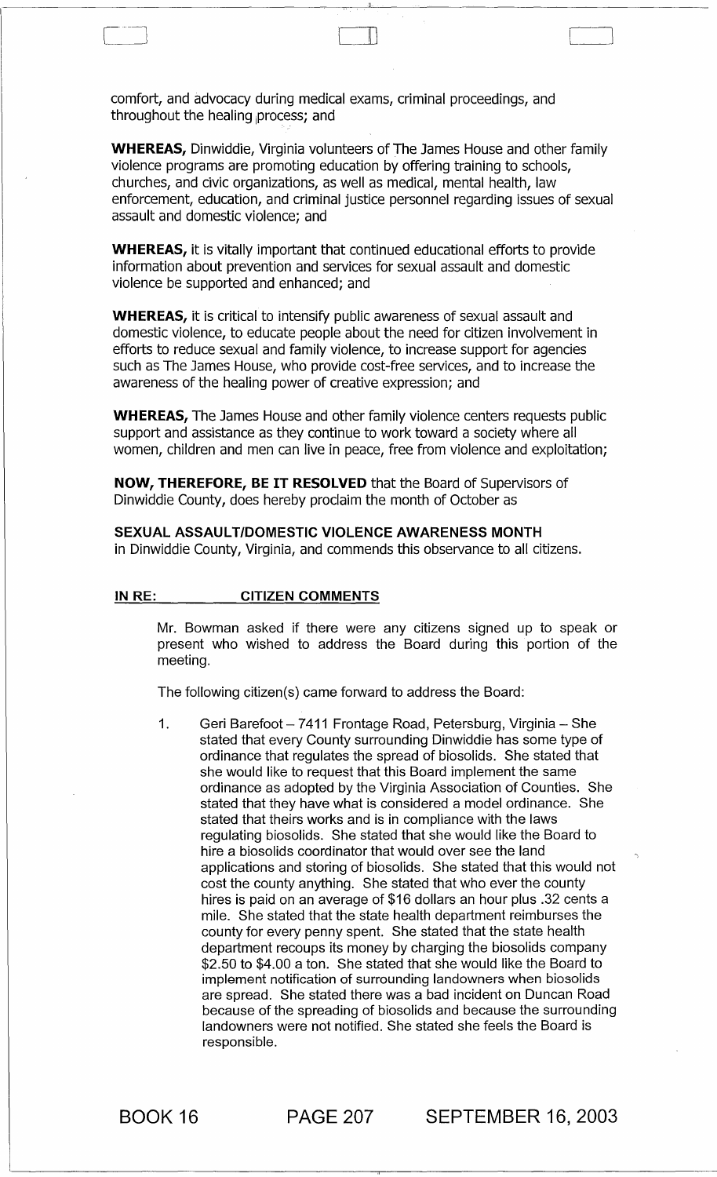comfort, and advocacy during medical exams, criminal proceedings, and throughout the healing process; and

**WHEREAS,** Dinwiddie, Virginia volunteers of The James House and other family violence programs are promoting education by offering training to schools, churches, and civic organizations, as well as medical, mental health, law enforcement, education, and criminal justice personnel regarding issues of sexual assault and domestic violence; and

**WHEREAS,** it is vitally important that continued educational efforts to provide information about prevention and services for sexual assault and domestic violence be supported and enhanced; and

**WHEREAS,** it is critical to intensify public awareness of sexual assault and domestic violence, to educate people about the need for citizen involvement in efforts to reduce sexual and family violence, to increase support for agencies such as The James House, who provide cost-free services, and to increase the awareness of the healing power of creative expression; and

**WHEREAS,** The James House and other family violence centers requests public support and assistance as they continue to work toward a society where all women, children and men can live in peace, free from violence and exploitation;

**NOW, THEREFORE, BE IT RESOLVED** that the Board of Supervisors of Dinwiddie County, does hereby proclaim the month of October as

**SEXUAL ASSAULT/DOMESTIC VIOLENCE AWARENESS MONTH**
in Dinwiddie County, Virginia, and commends this observance to all citizens.

**IN RE: CITIZEN COMMENTS**

Mr. Bowman asked if there were any citizens signed up to speak or present who wished to address the Board during this portion of the meeting.

The following citizen(s) came forward to address the Board:

1. Geri Barefoot – 7411 Frontage Road, Petersburg, Virginia – She stated that every County surrounding Dinwiddie has some type of ordinance that regulates the spread of biosolids. She stated that she would like to request that this Board implement the same ordinance as adopted by the Virginia Association of Counties. She stated that they have what is considered a model ordinance. She stated that theirs works and is in compliance with the laws regulating biosolids. She stated that she would like the Board to hire a biosolids coordinator that would over see the land applications and storing of biosolids. She stated that this would not cost the county anything. She stated that who ever the county hires is paid on an average of $16 dollars an hour plus .32 cents a mile. She stated that the state health department reimburses the county for every penny spent. She stated that the state health department recoups its money by charging the biosolids company $2.50 to $4.00 a ton. She stated that she would like the Board to implement notification of surrounding landowners when biosolids are spread. She stated there was a bad incident on Duncan Road because of the spreading of biosolids and because the surrounding landowners were not notified. She stated she feels the Board is responsible.

BOOK 16 PAGE 207 SEPTEMBER 16, 2003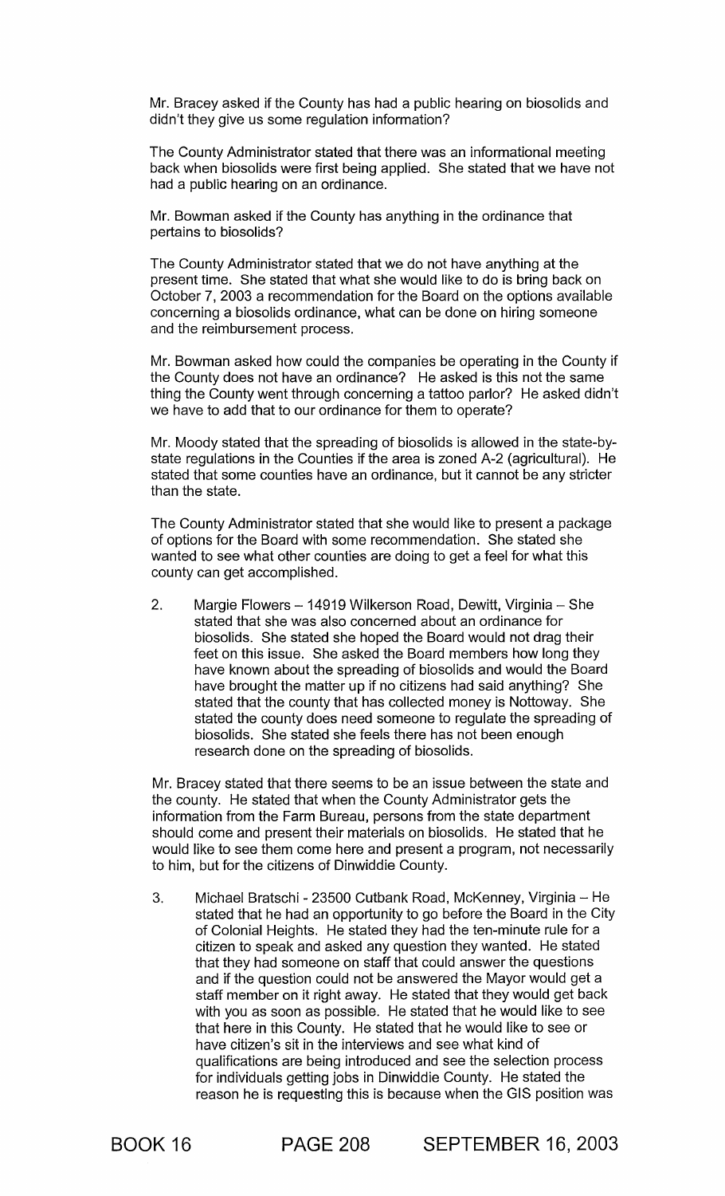Mr. Bracey asked if the County has had a public hearing on biosolids and didn't they give us some regulation information?

The County Administrator stated that there was an informational meeting back when biosolids were first being applied. She stated that we have not had a public hearing on an ordinance.

Mr. Bowman asked if the County has anything in the ordinance that pertains to biosolids?

The County Administrator stated that we do not have anything at the present time. She stated that what she would like to do is bring back on October 7, 2003 a recommendation for the Board on the options available concerning a biosolids ordinance, what can be done on hiring someone and the reimbursement process.

Mr. Bowman asked how could the companies be operating in the County if the County does not have an ordinance? He asked is this not the same thing the County went through concerning a tattoo parlor? He asked didn't we have to add that to our ordinance for them to operate?

Mr. Moody stated that the spreading of biosolids is allowed in the state-by-state regulations in the Counties if the area is zoned A-2 (agricultural). He stated that some counties have an ordinance, but it cannot be any stricter than the state.

The County Administrator stated that she would like to present a package of options for the Board with some recommendation. She stated she wanted to see what other counties are doing to get a feel for what this county can get accomplished.

2. Margie Flowers – 14919 Wilkerson Road, Dewitt, Virginia – She stated that she was also concerned about an ordinance for biosolids. She stated she hoped the Board would not drag their feet on this issue. She asked the Board members how long they have known about the spreading of biosolids and would the Board have brought the matter up if no citizens had said anything? She stated that the county that has collected money is Nottoway. She stated the county does need someone to regulate the spreading of biosolids. She stated she feels there has not been enough research done on the spreading of biosolids.

Mr. Bracey stated that there seems to be an issue between the state and the county. He stated that when the County Administrator gets the information from the Farm Bureau, persons from the state department should come and present their materials on biosolids. He stated that he would like to see them come here and present a program, not necessarily to him, but for the citizens of Dinwiddie County.

3. Michael Bratschi - 23500 Cutbank Road, McKenney, Virginia – He stated that he had an opportunity to go before the Board in the City of Colonial Heights. He stated they had the ten-minute rule for a citizen to speak and asked any question they wanted. He stated that they had someone on staff that could answer the questions and if the question could not be answered the Mayor would get a staff member on it right away. He stated that they would get back with you as soon as possible. He stated that he would like to see that here in this County. He stated that he would like to see or have citizen's sit in the interviews and see what kind of qualifications are being introduced and see the selection process for individuals getting jobs in Dinwiddie County. He stated the reason he is requesting this is because when the GIS position was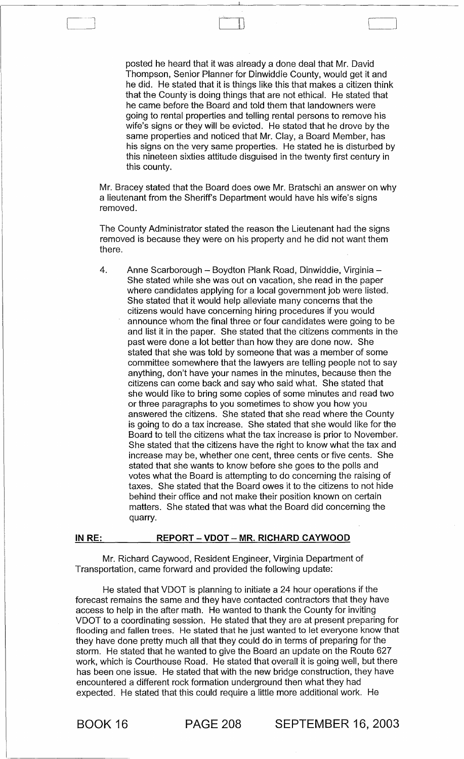posted he heard that it was already a done deal that Mr. David Thompson, Senior Planner for Dinwiddie County, would get it and he did. He stated that it is things like this that makes a citizen think that the County is doing things that are not ethical. He stated that he came before the Board and told them that landowners were going to rental properties and telling rental persons to remove his wife's signs or they will be evicted. He stated that he drove by the same properties and noticed that Mr. Clay, a Board Member, has his signs on the very same properties. He stated he is disturbed by this nineteen sixties attitude disguised in the twenty first century in this county.

Mr. Bracey stated that the Board does owe Mr. Bratschi an answer on why a lieutenant from the Sheriff's Department would have his wife's signs removed.

The County Administrator stated the reason the Lieutenant had the signs removed is because they were on his property and he did not want them there.

4. Anne Scarborough – Boydton Plank Road, Dinwiddie, Virginia – She stated while she was out on vacation, she read in the paper where candidates applying for a local government job were listed. She stated that it would help alleviate many concerns that the citizens would have concerning hiring procedures if you would announce whom the final three or four candidates were going to be and list it in the paper. She stated that the citizens comments in the past were done a lot better than how they are done now. She stated that she was told by someone that was a member of some committee somewhere that the lawyers are telling people not to say anything, don't have your names in the minutes, because then the citizens can come back and say who said what. She stated that she would like to bring some copies of some minutes and read two or three paragraphs to you sometimes to show you how you answered the citizens. She stated that she read where the County is going to do a tax increase. She stated that she would like for the Board to tell the citizens what the tax increase is prior to November. She stated that the citizens have the right to know what the tax and increase may be, whether one cent, three cents or five cents. She stated that she wants to know before she goes to the polls and votes what the Board is attempting to do concerning the raising of taxes. She stated that the Board owes it to the citizens to not hide behind their office and not make their position known on certain matters. She stated that was what the Board did concerning the quarry.

**IN RE: REPORT – VDOT – MR. RICHARD CAYWOOD**

Mr. Richard Caywood, Resident Engineer, Virginia Department of Transportation, came forward and provided the following update:

He stated that VDOT is planning to initiate a 24 hour operations if the forecast remains the same and they have contacted contractors that they have access to help in the after math. He wanted to thank the County for inviting VDOT to a coordinating session. He stated that they are at present preparing for flooding and fallen trees. He stated that he just wanted to let everyone know that they have done pretty much all that they could do in terms of preparing for the storm. He stated that he wanted to give the Board an update on the Route 627 work, which is Courthouse Road. He stated that overall it is going well, but there has been one issue. He stated that with the new bridge construction, they have encountered a different rock formation underground then what they had expected. He stated that this could require a little more additional work. He

BOOK 16 PAGE 208 SEPTEMBER 16, 2003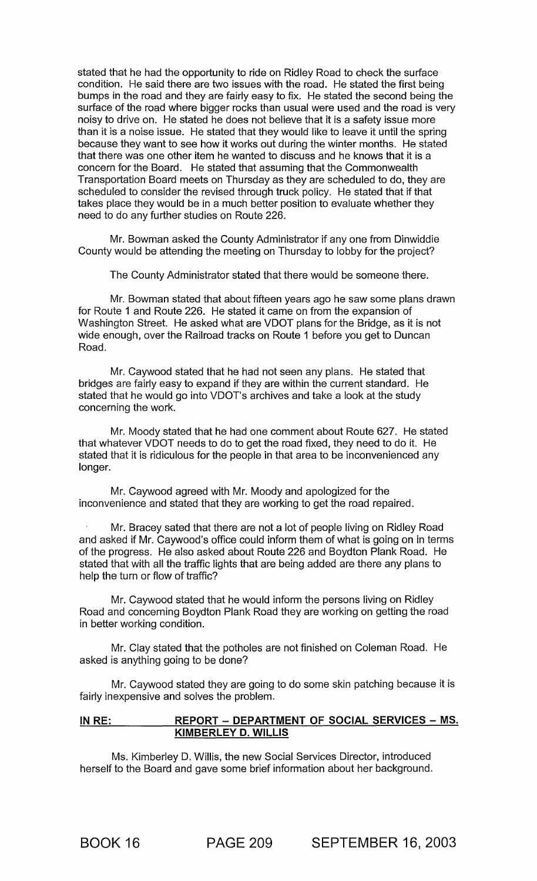stated that he had the opportunity to ride on Ridley Road to check the surface condition. He said there are two issues with the road. He stated the first being bumps in the road and they are fairly easy to fix. He stated the second being the surface of the road where bigger rocks than usual were used and the road is very noisy to drive on. He stated he does not believe that it is a safety issue more than it is a noise issue. He stated that they would like to leave it until the spring because they want to see how it works out during the winter months. He stated that there was one other item he wanted to discuss and he knows that it is a concern for the Board. He stated that assuming that the Commonwealth Transportation Board meets on Thursday as they are scheduled to do, they are scheduled to consider the revised through truck policy. He stated that if that takes place they would be in a much better position to evaluate whether they need to do any further studies on Route 226.

Mr. Bowman asked the County Administrator if any one from Dinwiddie County would be attending the meeting on Thursday to lobby for the project?

The County Administrator stated that there would be someone there.

Mr. Bowman stated that about fifteen years ago he saw some plans drawn for Route 1 and Route 226. He stated it came on from the expansion of Washington Street. He asked what are VDOT plans for the Bridge, as it is not wide enough, over the Railroad tracks on Route 1 before you get to Duncan Road.

Mr. Caywood stated that he had not seen any plans. He stated that bridges are fairly easy to expand if they are within the current standard. He stated that he would go into VDOT's archives and take a look at the study concerning the work.

Mr. Moody stated that he had one comment about Route 627. He stated that whatever VDOT needs to do to get the road fixed, they need to do it. He stated that it is ridiculous for the people in that area to be inconvenienced any longer.

Mr. Caywood agreed with Mr. Moody and apologized for the inconvenience and stated that they are working to get the road repaired.

Mr. Bracey sated that there are not a lot of people living on Ridley Road and asked if Mr. Caywood's office could inform them of what is going on in terms of the progress. He also asked about Route 226 and Boydton Plank Road. He stated that with all the traffic lights that are being added are there any plans to help the turn or flow of traffic?

Mr. Caywood stated that he would inform the persons living on Ridley Road and concerning Boydton Plank Road they are working on getting the road in better working condition.

Mr. Clay stated that the potholes are not finished on Coleman Road. He asked is anything going to be done?

Mr. Caywood stated they are going to do some skin patching because it is fairly inexpensive and solves the problem.

**IN RE: REPORT – DEPARTMENT OF SOCIAL SERVICES – MS. KIMBERLEY D. WILLIS**

Ms. Kimberley D. Willis, the new Social Services Director, introduced herself to the Board and gave some brief information about her background.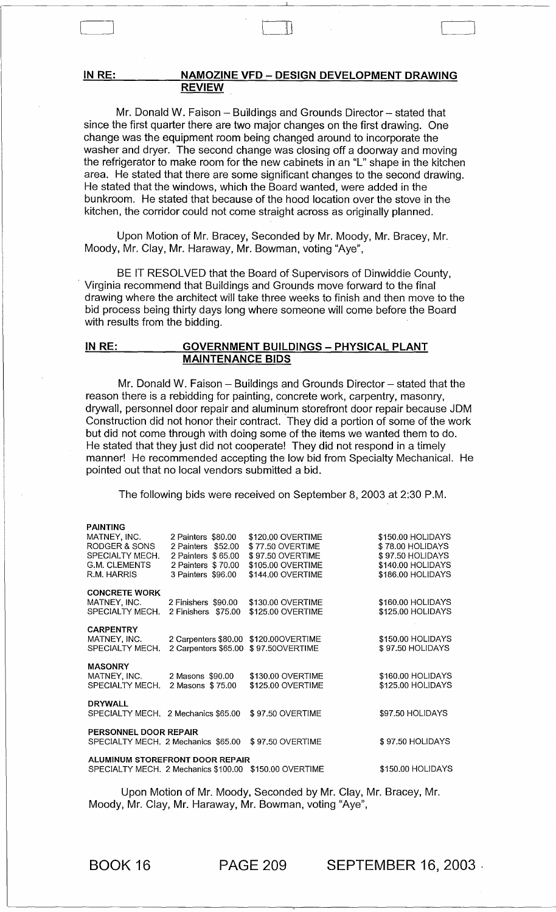**IN RE: NAMOZINE VFD – DESIGN DEVELOPMENT DRAWING REVIEW**

Mr. Donald W. Faison – Buildings and Grounds Director – stated that since the first quarter there are two major changes on the first drawing. One change was the equipment room being changed around to incorporate the washer and dryer. The second change was closing off a doorway and moving the refrigerator to make room for the new cabinets in an "L" shape in the kitchen area. He stated that there are some significant changes to the second drawing. He stated that the windows, which the Board wanted, were added in the bunkroom. He stated that because of the hood location over the stove in the kitchen, the corridor could not come straight across as originally planned.

Upon Motion of Mr. Bracey, Seconded by Mr. Moody, Mr. Bracey, Mr. Moody, Mr. Clay, Mr. Haraway, Mr. Bowman, voting "Aye",

BE IT RESOLVED that the Board of Supervisors of Dinwiddie County, Virginia recommend that Buildings and Grounds move forward to the final drawing where the architect will take three weeks to finish and then move to the bid process being thirty days long where someone will come before the Board with results from the bidding.

**IN RE: GOVERNMENT BUILDINGS – PHYSICAL PLANT MAINTENANCE BIDS**

Mr. Donald W. Faison – Buildings and Grounds Director – stated that the reason there is a rebidding for painting, concrete work, carpentry, masonry, drywall, personnel door repair and aluminum storefront door repair because JDM Construction did not honor their contract. They did a portion of some of the work but did not come through with doing some of the items we wanted them to do. He stated that they just did not cooperate! They did not respond in a timely manner! He recommended accepting the low bid from Specialty Mechanical. He pointed out that no local vendors submitted a bid.

The following bids were received on September 8, 2003 at 2:30 P.M.

| | | | |
|---|---|---|---|
| **PAINTING** | | | |
| MATNEY, INC. | 2 Painters $80.00 | $120.00 OVERTIME | $150.00 HOLIDAYS |
| RODGER & SONS | 2 Painters $52.00 | $77.50 OVERTIME | $78.00 HOLIDAYS |
| SPECIALTY MECH. | 2 Painters $65.00 | $97.50 OVERTIME | $97.50 HOLIDAYS |
| G.M. CLEMENTS | 2 Painters $70.00 | $105.00 OVERTIME | $140.00 HOLIDAYS |
| R.M. HARRIS | 3 Painters $96.00 | $144.00 OVERTIME | $186.00 HOLIDAYS |
| **CONCRETE WORK** | | | |
| MATNEY, INC. | 2 Finishers $90.00 | $130.00 OVERTIME | $160.00 HOLIDAYS |
| SPECIALTY MECH. | 2 Finishers $75.00 | $125.00 OVERTIME | $125.00 HOLIDAYS |
| **CARPENTRY** | | | |
| MATNEY, INC. | 2 Carpenters $80.00 | $120.00OVERTIME | $150.00 HOLIDAYS |
| SPECIALTY MECH. | 2 Carpenters $65.00 | $97.50OVERTIME | $97.50 HOLIDAYS |
| **MASONRY** | | | |
| MATNEY, INC. | 2 Masons $90.00 | $130.00 OVERTIME | $160.00 HOLIDAYS |
| SPECIALTY MECH. | 2 Masons $75.00 | $125.00 OVERTIME | $125.00 HOLIDAYS |
| **DRYWALL** | | | |
| SPECIALTY MECH. | 2 Mechanics $65.00 | $97.50 OVERTIME | $97.50 HOLIDAYS |
| **PERSONNEL DOOR REPAIR** | | | |
| SPECIALTY MECH. | 2 Mechanics $65.00 | $97.50 OVERTIME | $97.50 HOLIDAYS |
| **ALUMINUM STOREFRONT DOOR REPAIR** | | | |
| SPECIALTY MECH. | 2 Mechanics $100.00 | $150.00 OVERTIME | $150.00 HOLIDAYS |

Upon Motion of Mr. Moody, Seconded by Mr. Clay, Mr. Bracey, Mr. Moody, Mr. Clay, Mr. Haraway, Mr. Bowman, voting "Aye",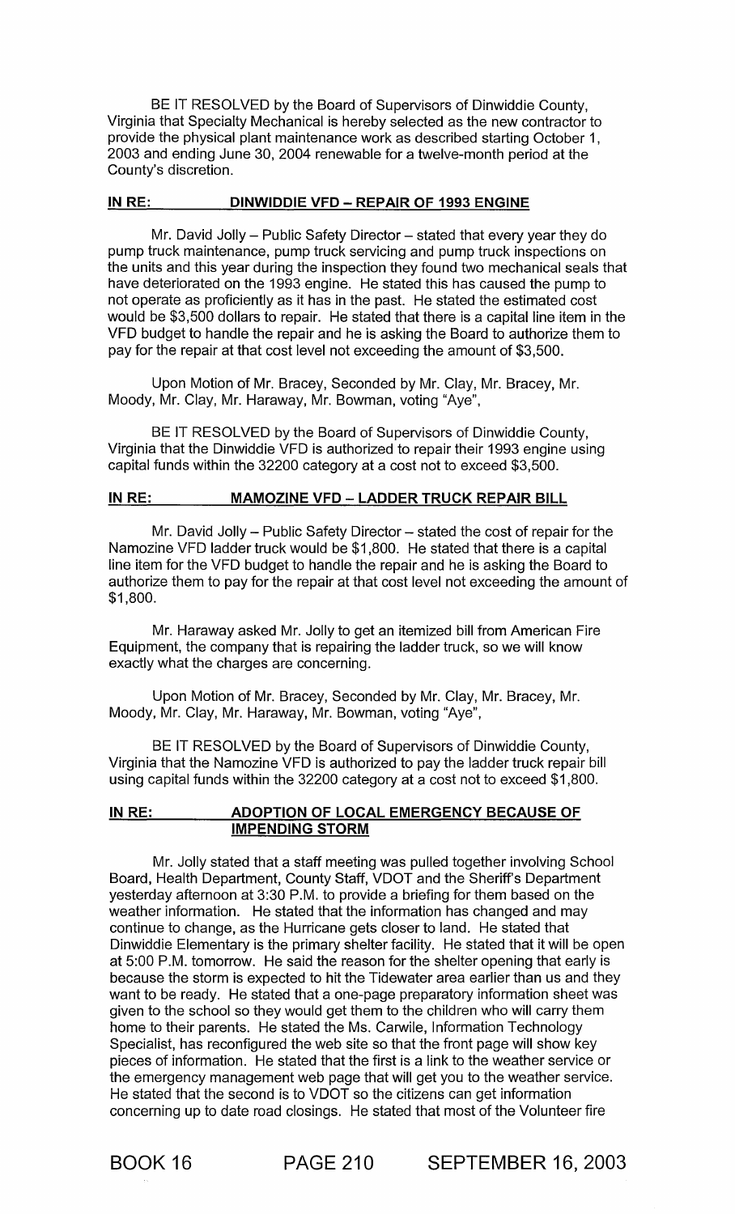BE IT RESOLVED by the Board of Supervisors of Dinwiddie County, Virginia that Specialty Mechanical is hereby selected as the new contractor to provide the physical plant maintenance work as described starting October 1, 2003 and ending June 30, 2004 renewable for a twelve-month period at the County's discretion.

**IN RE: DINWIDDIE VFD – REPAIR OF 1993 ENGINE**

Mr. David Jolly – Public Safety Director – stated that every year they do pump truck maintenance, pump truck servicing and pump truck inspections on the units and this year during the inspection they found two mechanical seals that have deteriorated on the 1993 engine. He stated this has caused the pump to not operate as proficiently as it has in the past. He stated the estimated cost would be $3,500 dollars to repair. He stated that there is a capital line item in the VFD budget to handle the repair and he is asking the Board to authorize them to pay for the repair at that cost level not exceeding the amount of $3,500.

Upon Motion of Mr. Bracey, Seconded by Mr. Clay, Mr. Bracey, Mr. Moody, Mr. Clay, Mr. Haraway, Mr. Bowman, voting "Aye",

BE IT RESOLVED by the Board of Supervisors of Dinwiddie County, Virginia that the Dinwiddie VFD is authorized to repair their 1993 engine using capital funds within the 32200 category at a cost not to exceed $3,500.

**IN RE: MAMOZINE VFD – LADDER TRUCK REPAIR BILL**

Mr. David Jolly – Public Safety Director – stated the cost of repair for the Namozine VFD ladder truck would be $1,800. He stated that there is a capital line item for the VFD budget to handle the repair and he is asking the Board to authorize them to pay for the repair at that cost level not exceeding the amount of $1,800.

Mr. Haraway asked Mr. Jolly to get an itemized bill from American Fire Equipment, the company that is repairing the ladder truck, so we will know exactly what the charges are concerning.

Upon Motion of Mr. Bracey, Seconded by Mr. Clay, Mr. Bracey, Mr. Moody, Mr. Clay, Mr. Haraway, Mr. Bowman, voting "Aye",

BE IT RESOLVED by the Board of Supervisors of Dinwiddie County, Virginia that the Namozine VFD is authorized to pay the ladder truck repair bill using capital funds within the 32200 category at a cost not to exceed $1,800.

**IN RE: ADOPTION OF LOCAL EMERGENCY BECAUSE OF IMPENDING STORM**

Mr. Jolly stated that a staff meeting was pulled together involving School Board, Health Department, County Staff, VDOT and the Sheriff's Department yesterday afternoon at 3:30 P.M. to provide a briefing for them based on the weather information. He stated that the information has changed and may continue to change, as the Hurricane gets closer to land. He stated that Dinwiddie Elementary is the primary shelter facility. He stated that it will be open at 5:00 P.M. tomorrow. He said the reason for the shelter opening that early is because the storm is expected to hit the Tidewater area earlier than us and they want to be ready. He stated that a one-page preparatory information sheet was given to the school so they would get them to the children who will carry them home to their parents. He stated the Ms. Carwile, Information Technology Specialist, has reconfigured the web site so that the front page will show key pieces of information. He stated that the first is a link to the weather service or the emergency management web page that will get you to the weather service. He stated that the second is to VDOT so the citizens can get information concerning up to date road closings. He stated that most of the Volunteer fire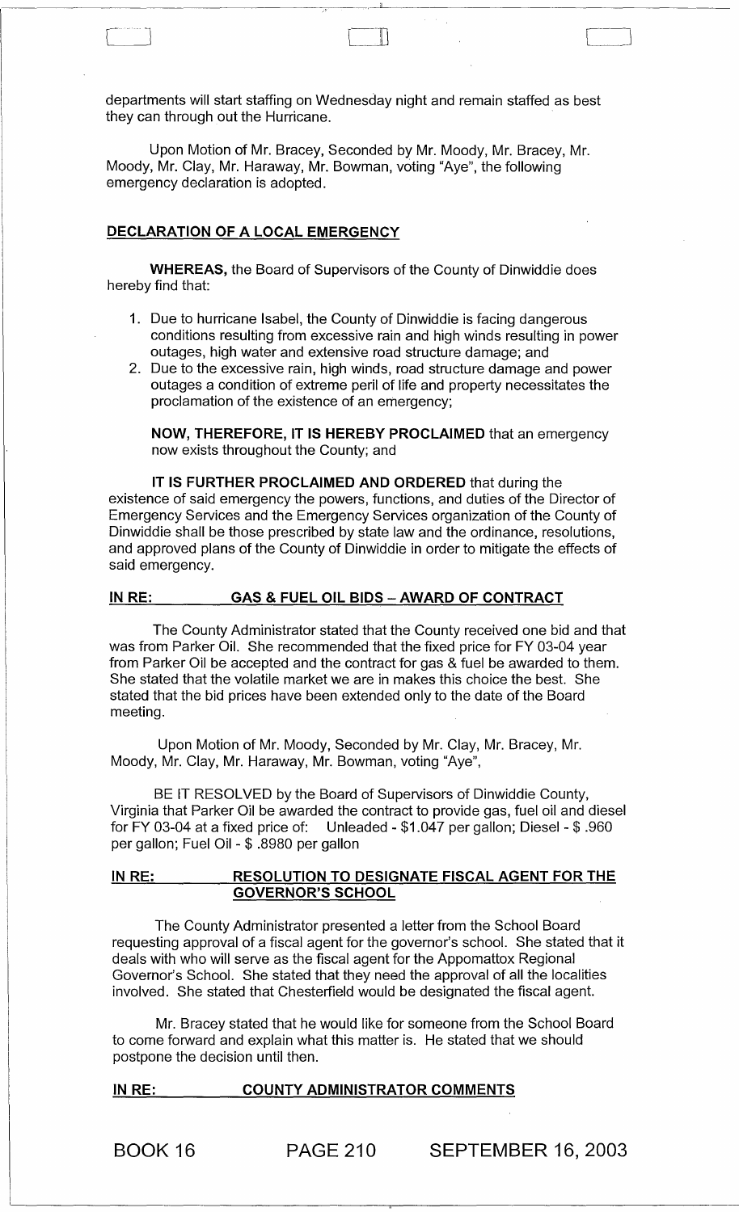departments will start staffing on Wednesday night and remain staffed as best they can through out the Hurricane.

Upon Motion of Mr. Bracey, Seconded by Mr. Moody, Mr. Bracey, Mr. Moody, Mr. Clay, Mr. Haraway, Mr. Bowman, voting "Aye", the following emergency declaration is adopted.

**DECLARATION OF A LOCAL EMERGENCY**

**WHEREAS,** the Board of Supervisors of the County of Dinwiddie does hereby find that:

1. Due to hurricane Isabel, the County of Dinwiddie is facing dangerous conditions resulting from excessive rain and high winds resulting in power outages, high water and extensive road structure damage; and
2. Due to the excessive rain, high winds, road structure damage and power outages a condition of extreme peril of life and property necessitates the proclamation of the existence of an emergency;

**NOW, THEREFORE, IT IS HEREBY PROCLAIMED** that an emergency now exists throughout the County; and

**IT IS FURTHER PROCLAIMED AND ORDERED** that during the existence of said emergency the powers, functions, and duties of the Director of Emergency Services and the Emergency Services organization of the County of Dinwiddie shall be those prescribed by state law and the ordinance, resolutions, and approved plans of the County of Dinwiddie in order to mitigate the effects of said emergency.

**IN RE: GAS & FUEL OIL BIDS – AWARD OF CONTRACT**

The County Administrator stated that the County received one bid and that was from Parker Oil. She recommended that the fixed price for FY 03-04 year from Parker Oil be accepted and the contract for gas & fuel be awarded to them. She stated that the volatile market we are in makes this choice the best. She stated that the bid prices have been extended only to the date of the Board meeting.

Upon Motion of Mr. Moody, Seconded by Mr. Clay, Mr. Bracey, Mr. Moody, Mr. Clay, Mr. Haraway, Mr. Bowman, voting "Aye",

BE IT RESOLVED by the Board of Supervisors of Dinwiddie County, Virginia that Parker Oil be awarded the contract to provide gas, fuel oil and diesel for FY 03-04 at a fixed price of: Unleaded - $1.047 per gallon; Diesel - $ .960 per gallon; Fuel Oil - $ .8980 per gallon

**IN RE: RESOLUTION TO DESIGNATE FISCAL AGENT FOR THE GOVERNOR'S SCHOOL**

The County Administrator presented a letter from the School Board requesting approval of a fiscal agent for the governor's school. She stated that it deals with who will serve as the fiscal agent for the Appomattox Regional Governor's School. She stated that they need the approval of all the localities involved. She stated that Chesterfield would be designated the fiscal agent.

Mr. Bracey stated that he would like for someone from the School Board to come forward and explain what this matter is. He stated that we should postpone the decision until then.

**IN RE: COUNTY ADMINISTRATOR COMMENTS**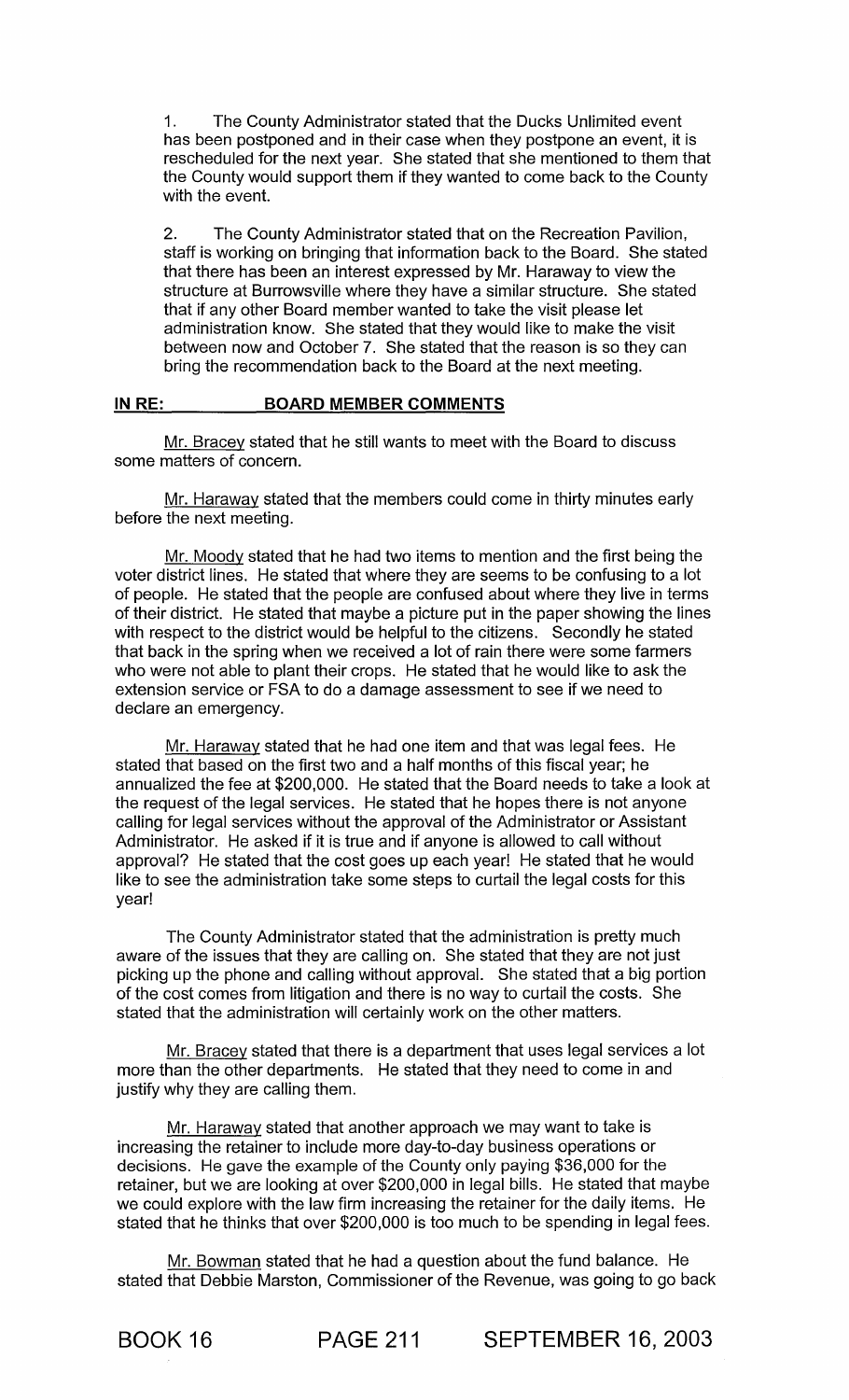1. The County Administrator stated that the Ducks Unlimited event has been postponed and in their case when they postpone an event, it is rescheduled for the next year. She stated that she mentioned to them that the County would support them if they wanted to come back to the County with the event.

2. The County Administrator stated that on the Recreation Pavilion, staff is working on bringing that information back to the Board. She stated that there has been an interest expressed by Mr. Haraway to view the structure at Burrowsville where they have a similar structure. She stated that if any other Board member wanted to take the visit please let administration know. She stated that they would like to make the visit between now and October 7. She stated that the reason is so they can bring the recommendation back to the Board at the next meeting.

**IN RE: BOARD MEMBER COMMENTS**

Mr. Bracey stated that he still wants to meet with the Board to discuss some matters of concern.

Mr. Haraway stated that the members could come in thirty minutes early before the next meeting.

Mr. Moody stated that he had two items to mention and the first being the voter district lines. He stated that where they are seems to be confusing to a lot of people. He stated that the people are confused about where they live in terms of their district. He stated that maybe a picture put in the paper showing the lines with respect to the district would be helpful to the citizens. Secondly he stated that back in the spring when we received a lot of rain there were some farmers who were not able to plant their crops. He stated that he would like to ask the extension service or FSA to do a damage assessment to see if we need to declare an emergency.

Mr. Haraway stated that he had one item and that was legal fees. He stated that based on the first two and a half months of this fiscal year; he annualized the fee at $200,000. He stated that the Board needs to take a look at the request of the legal services. He stated that he hopes there is not anyone calling for legal services without the approval of the Administrator or Assistant Administrator. He asked if it is true and if anyone is allowed to call without approval? He stated that the cost goes up each year! He stated that he would like to see the administration take some steps to curtail the legal costs for this year!

The County Administrator stated that the administration is pretty much aware of the issues that they are calling on. She stated that they are not just picking up the phone and calling without approval. She stated that a big portion of the cost comes from litigation and there is no way to curtail the costs. She stated that the administration will certainly work on the other matters.

Mr. Bracey stated that there is a department that uses legal services a lot more than the other departments. He stated that they need to come in and justify why they are calling them.

Mr. Haraway stated that another approach we may want to take is increasing the retainer to include more day-to-day business operations or decisions. He gave the example of the County only paying $36,000 for the retainer, but we are looking at over $200,000 in legal bills. He stated that maybe we could explore with the law firm increasing the retainer for the daily items. He stated that he thinks that over $200,000 is too much to be spending in legal fees.

Mr. Bowman stated that he had a question about the fund balance. He stated that Debbie Marston, Commissioner of the Revenue, was going to go back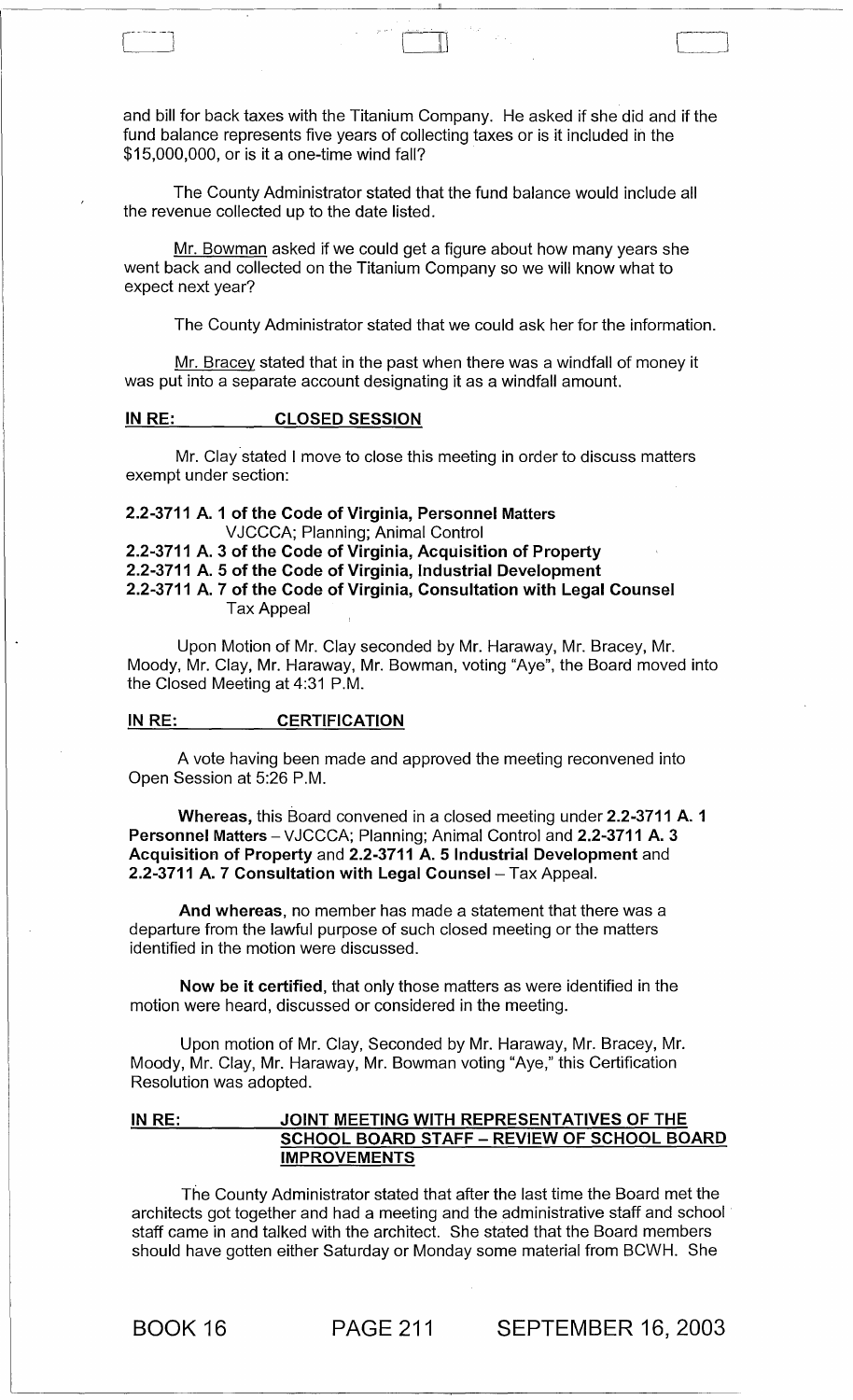and bill for back taxes with the Titanium Company. He asked if she did and if the fund balance represents five years of collecting taxes or is it included in the $15,000,000, or is it a one-time wind fall?

The County Administrator stated that the fund balance would include all the revenue collected up to the date listed.

Mr. Bowman asked if we could get a figure about how many years she went back and collected on the Titanium Company so we will know what to expect next year?

The County Administrator stated that we could ask her for the information.

Mr. Bracey stated that in the past when there was a windfall of money it was put into a separate account designating it as a windfall amount.

**IN RE: CLOSED SESSION**

Mr. Clay stated I move to close this meeting in order to discuss matters exempt under section:

**2.2-3711 A. 1 of the Code of Virginia, Personnel Matters**
VJCCCA; Planning; Animal Control
**2.2-3711 A. 3 of the Code of Virginia, Acquisition of Property**
**2.2-3711 A. 5 of the Code of Virginia, Industrial Development**
**2.2-3711 A. 7 of the Code of Virginia, Consultation with Legal Counsel**
Tax Appeal

Upon Motion of Mr. Clay seconded by Mr. Haraway, Mr. Bracey, Mr. Moody, Mr. Clay, Mr. Haraway, Mr. Bowman, voting "Aye", the Board moved into the Closed Meeting at 4:31 P.M.

**IN RE: CERTIFICATION**

A vote having been made and approved the meeting reconvened into Open Session at 5:26 P.M.

**Whereas,** this Board convened in a closed meeting under **2.2-3711 A. 1 Personnel Matters** – VJCCCA; Planning; Animal Control and **2.2-3711 A. 3 Acquisition of Property** and **2.2-3711 A. 5 Industrial Development** and **2.2-3711 A. 7 Consultation with Legal Counsel** – Tax Appeal.

**And whereas**, no member has made a statement that there was a departure from the lawful purpose of such closed meeting or the matters identified in the motion were discussed.

**Now be it certified**, that only those matters as were identified in the motion were heard, discussed or considered in the meeting.

Upon motion of Mr. Clay, Seconded by Mr. Haraway, Mr. Bracey, Mr. Moody, Mr. Clay, Mr. Haraway, Mr. Bowman voting "Aye," this Certification Resolution was adopted.

**IN RE: JOINT MEETING WITH REPRESENTATIVES OF THE SCHOOL BOARD STAFF – REVIEW OF SCHOOL BOARD IMPROVEMENTS**

The County Administrator stated that after the last time the Board met the architects got together and had a meeting and the administrative staff and school staff came in and talked with the architect. She stated that the Board members should have gotten either Saturday or Monday some material from BCWH. She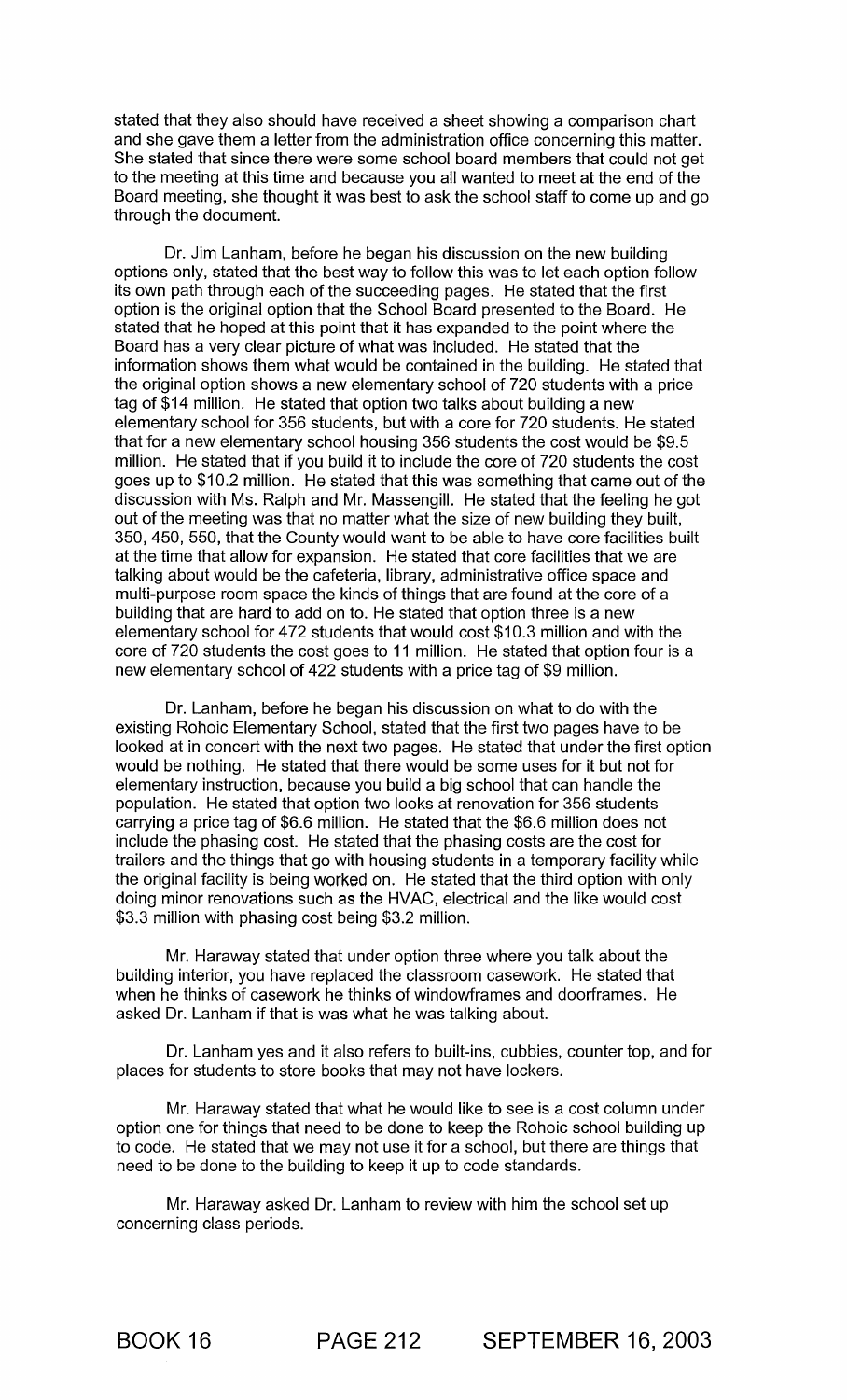stated that they also should have received a sheet showing a comparison chart and she gave them a letter from the administration office concerning this matter. She stated that since there were some school board members that could not get to the meeting at this time and because you all wanted to meet at the end of the Board meeting, she thought it was best to ask the school staff to come up and go through the document.

Dr. Jim Lanham, before he began his discussion on the new building options only, stated that the best way to follow this was to let each option follow its own path through each of the succeeding pages. He stated that the first option is the original option that the School Board presented to the Board. He stated that he hoped at this point that it has expanded to the point where the Board has a very clear picture of what was included. He stated that the information shows them what would be contained in the building. He stated that the original option shows a new elementary school of 720 students with a price tag of $14 million. He stated that option two talks about building a new elementary school for 356 students, but with a core for 720 students. He stated that for a new elementary school housing 356 students the cost would be $9.5 million. He stated that if you build it to include the core of 720 students the cost goes up to $10.2 million. He stated that this was something that came out of the discussion with Ms. Ralph and Mr. Massengill. He stated that the feeling he got out of the meeting was that no matter what the size of new building they built, 350, 450, 550, that the County would want to be able to have core facilities built at the time that allow for expansion. He stated that core facilities that we are talking about would be the cafeteria, library, administrative office space and multi-purpose room space the kinds of things that are found at the core of a building that are hard to add on to. He stated that option three is a new elementary school for 472 students that would cost $10.3 million and with the core of 720 students the cost goes to 11 million. He stated that option four is a new elementary school of 422 students with a price tag of $9 million.

Dr. Lanham, before he began his discussion on what to do with the existing Rohoic Elementary School, stated that the first two pages have to be looked at in concert with the next two pages. He stated that under the first option would be nothing. He stated that there would be some uses for it but not for elementary instruction, because you build a big school that can handle the population. He stated that option two looks at renovation for 356 students carrying a price tag of $6.6 million. He stated that the $6.6 million does not include the phasing cost. He stated that the phasing costs are the cost for trailers and the things that go with housing students in a temporary facility while the original facility is being worked on. He stated that the third option with only doing minor renovations such as the HVAC, electrical and the like would cost $3.3 million with phasing cost being $3.2 million.

Mr. Haraway stated that under option three where you talk about the building interior, you have replaced the classroom casework. He stated that when he thinks of casework he thinks of windowframes and doorframes. He asked Dr. Lanham if that is was what he was talking about.

Dr. Lanham yes and it also refers to built-ins, cubbies, counter top, and for places for students to store books that may not have lockers.

Mr. Haraway stated that what he would like to see is a cost column under option one for things that need to be done to keep the Rohoic school building up to code. He stated that we may not use it for a school, but there are things that need to be done to the building to keep it up to code standards.

Mr. Haraway asked Dr. Lanham to review with him the school set up concerning class periods.

BOOK 16 PAGE 212 SEPTEMBER 16, 2003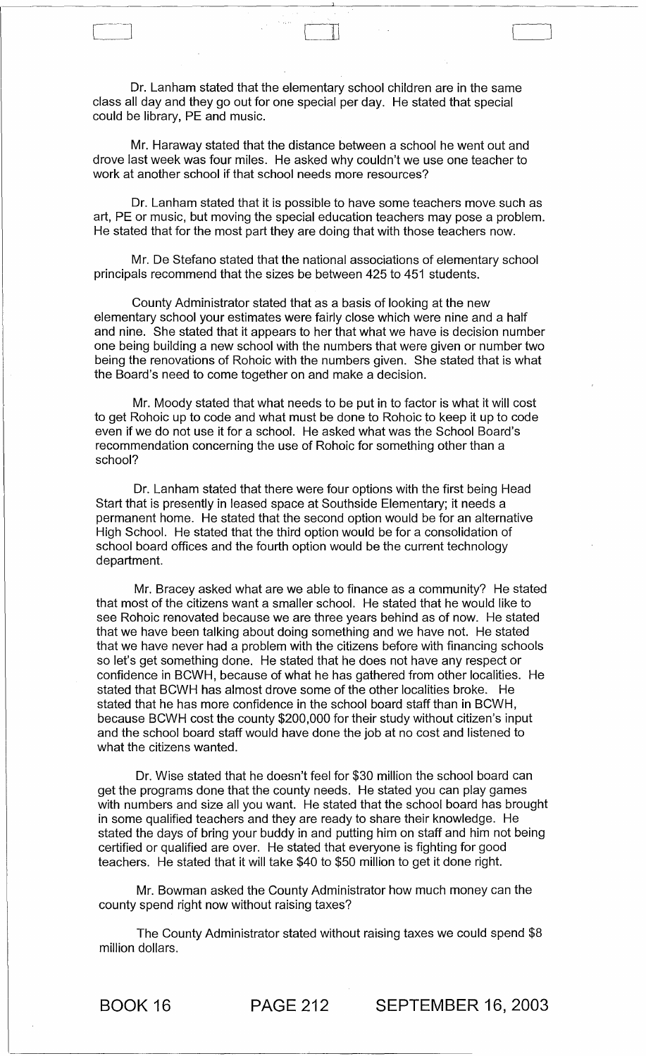Dr. Lanham stated that the elementary school children are in the same class all day and they go out for one special per day. He stated that special could be library, PE and music.

Mr. Haraway stated that the distance between a school he went out and drove last week was four miles. He asked why couldn't we use one teacher to work at another school if that school needs more resources?

Dr. Lanham stated that it is possible to have some teachers move such as art, PE or music, but moving the special education teachers may pose a problem. He stated that for the most part they are doing that with those teachers now.

Mr. De Stefano stated that the national associations of elementary school principals recommend that the sizes be between 425 to 451 students.

County Administrator stated that as a basis of looking at the new elementary school your estimates were fairly close which were nine and a half and nine. She stated that it appears to her that what we have is decision number one being building a new school with the numbers that were given or number two being the renovations of Rohoic with the numbers given. She stated that is what the Board's need to come together on and make a decision.

Mr. Moody stated that what needs to be put in to factor is what it will cost to get Rohoic up to code and what must be done to Rohoic to keep it up to code even if we do not use it for a school. He asked what was the School Board's recommendation concerning the use of Rohoic for something other than a school?

Dr. Lanham stated that there were four options with the first being Head Start that is presently in leased space at Southside Elementary; it needs a permanent home. He stated that the second option would be for an alternative High School. He stated that the third option would be for a consolidation of school board offices and the fourth option would be the current technology department.

Mr. Bracey asked what are we able to finance as a community? He stated that most of the citizens want a smaller school. He stated that he would like to see Rohoic renovated because we are three years behind as of now. He stated that we have been talking about doing something and we have not. He stated that we have never had a problem with the citizens before with financing schools so let's get something done. He stated that he does not have any respect or confidence in BCWH, because of what he has gathered from other localities. He stated that BCWH has almost drove some of the other localities broke. He stated that he has more confidence in the school board staff than in BCWH, because BCWH cost the county $200,000 for their study without citizen's input and the school board staff would have done the job at no cost and listened to what the citizens wanted.

Dr. Wise stated that he doesn't feel for $30 million the school board can get the programs done that the county needs. He stated you can play games with numbers and size all you want. He stated that the school board has brought in some qualified teachers and they are ready to share their knowledge. He stated the days of bring your buddy in and putting him on staff and him not being certified or qualified are over. He stated that everyone is fighting for good teachers. He stated that it will take $40 to $50 million to get it done right.

Mr. Bowman asked the County Administrator how much money can the county spend right now without raising taxes?

The County Administrator stated without raising taxes we could spend $8 million dollars.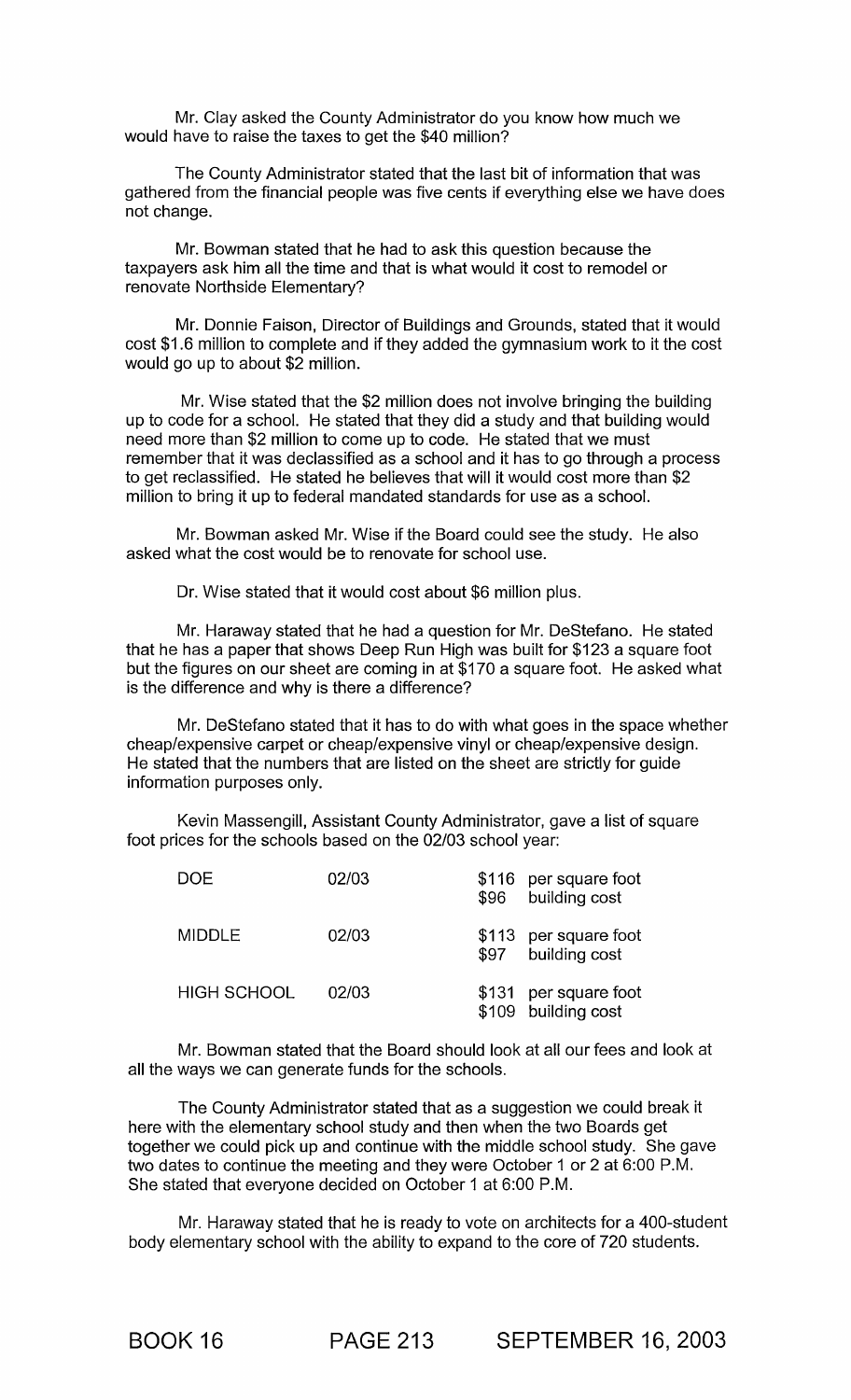Mr. Clay asked the County Administrator do you know how much we would have to raise the taxes to get the $40 million?

The County Administrator stated that the last bit of information that was gathered from the financial people was five cents if everything else we have does not change.

Mr. Bowman stated that he had to ask this question because the taxpayers ask him all the time and that is what would it cost to remodel or renovate Northside Elementary?

Mr. Donnie Faison, Director of Buildings and Grounds, stated that it would cost $1.6 million to complete and if they added the gymnasium work to it the cost would go up to about $2 million.

Mr. Wise stated that the $2 million does not involve bringing the building up to code for a school. He stated that they did a study and that building would need more than $2 million to come up to code. He stated that we must remember that it was declassified as a school and it has to go through a process to get reclassified. He stated he believes that will it would cost more than $2 million to bring it up to federal mandated standards for use as a school.

Mr. Bowman asked Mr. Wise if the Board could see the study. He also asked what the cost would be to renovate for school use.

Dr. Wise stated that it would cost about $6 million plus.

Mr. Haraway stated that he had a question for Mr. DeStefano. He stated that he has a paper that shows Deep Run High was built for $123 a square foot but the figures on our sheet are coming in at $170 a square foot. He asked what is the difference and why is there a difference?

Mr. DeStefano stated that it has to do with what goes in the space whether cheap/expensive carpet or cheap/expensive vinyl or cheap/expensive design. He stated that the numbers that are listed on the sheet are strictly for guide information purposes only.

Kevin Massengill, Assistant County Administrator, gave a list of square foot prices for the schools based on the 02/03 school year:

| | | |
|---|---|---|
| DOE | 02/03 | $116 per square foot<br>$96 building cost |
| MIDDLE | 02/03 | $113 per square foot<br>$97 building cost |
| HIGH SCHOOL | 02/03 | $131 per square foot<br>$109 building cost |

Mr. Bowman stated that the Board should look at all our fees and look at all the ways we can generate funds for the schools.

The County Administrator stated that as a suggestion we could break it here with the elementary school study and then when the two Boards get together we could pick up and continue with the middle school study. She gave two dates to continue the meeting and they were October 1 or 2 at 6:00 P.M. She stated that everyone decided on October 1 at 6:00 P.M.

Mr. Haraway stated that he is ready to vote on architects for a 400-student body elementary school with the ability to expand to the core of 720 students.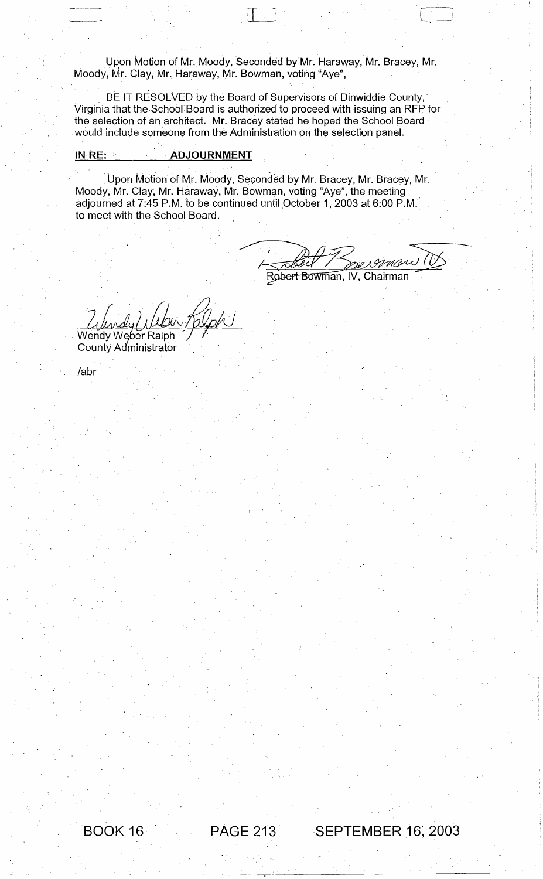Upon Motion of Mr. Moody, Seconded by Mr. Haraway, Mr. Bracey, Mr. Moody, Mr. Clay, Mr. Haraway, Mr. Bowman, voting "Aye",

BE IT RESOLVED by the Board of Supervisors of Dinwiddie County, Virginia that the School Board is authorized to proceed with issuing an RFP for the selection of an architect. Mr. Bracey stated he hoped the School Board would include someone from the Administration on the selection panel.

**IN RE: ADJOURNMENT**

Upon Motion of Mr. Moody, Seconded by Mr. Bracey, Mr. Bracey, Mr. Moody, Mr. Clay, Mr. Haraway, Mr. Bowman, voting "Aye", the meeting adjourned at 7:45 P.M. to be continued until October 1, 2003 at 6:00 P.M. to meet with the School Board.

Robert Bowman, IV, Chairman

Wendy Weber Ralph
County Administrator

/abr

BOOK 16 PAGE 213 SEPTEMBER 16, 2003